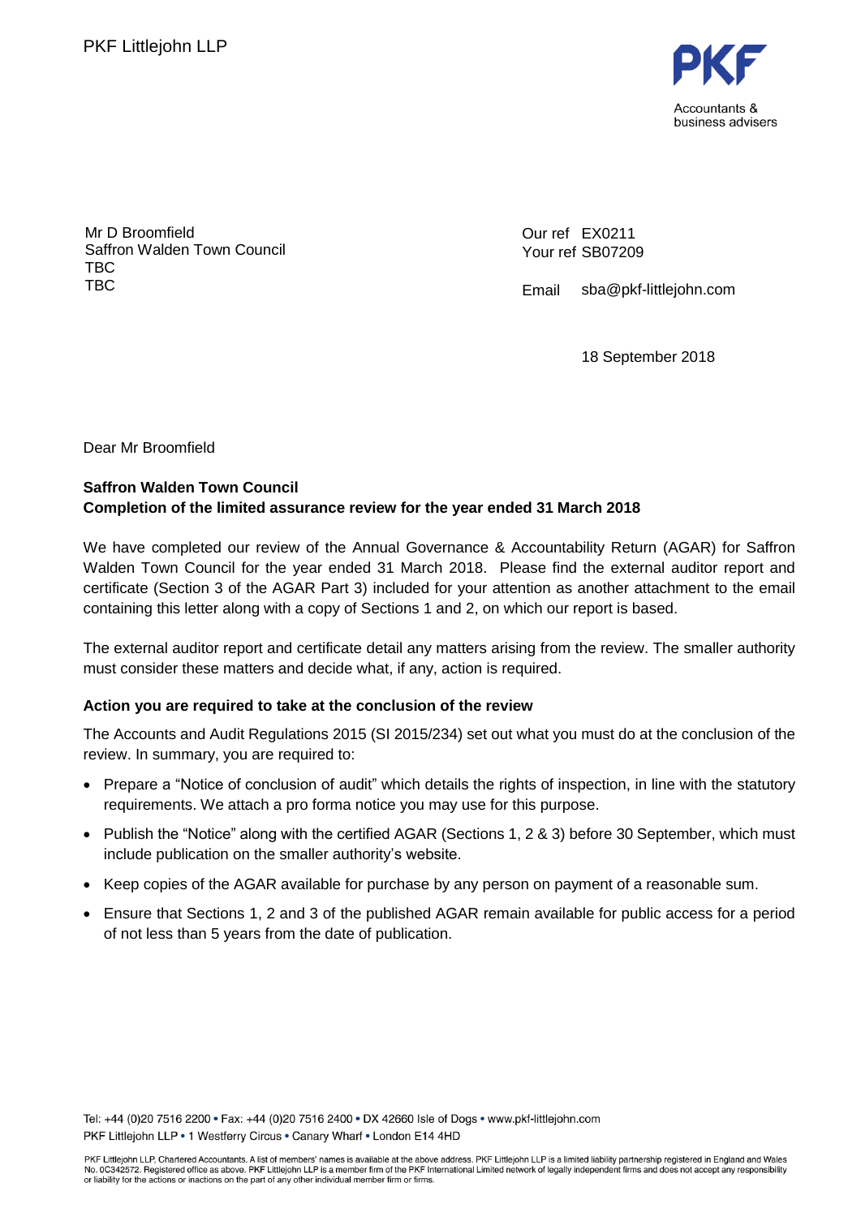PKF Littlejohn LLP

Accountants & business advisers

Mr D Broomfield
Saffron Walden Town Council
TBC
TBC

Our ref EX0211
Your ref SB07209

Email sba@pkf-littlejohn.com

18 September 2018

Dear Mr Broomfield

**Saffron Walden Town Council**
**Completion of the limited assurance review for the year ended 31 March 2018**

We have completed our review of the Annual Governance & Accountability Return (AGAR) for Saffron Walden Town Council for the year ended 31 March 2018. Please find the external auditor report and certificate (Section 3 of the AGAR Part 3) included for your attention as another attachment to the email containing this letter along with a copy of Sections 1 and 2, on which our report is based.

The external auditor report and certificate detail any matters arising from the review. The smaller authority must consider these matters and decide what, if any, action is required.

**Action you are required to take at the conclusion of the review**

The Accounts and Audit Regulations 2015 (SI 2015/234) set out what you must do at the conclusion of the review. In summary, you are required to:

- Prepare a "Notice of conclusion of audit" which details the rights of inspection, in line with the statutory requirements. We attach a pro forma notice you may use for this purpose.
- Publish the "Notice" along with the certified AGAR (Sections 1, 2 & 3) before 30 September, which must include publication on the smaller authority's website.
- Keep copies of the AGAR available for purchase by any person on payment of a reasonable sum.
- Ensure that Sections 1, 2 and 3 of the published AGAR remain available for public access for a period of not less than 5 years from the date of publication.

Tel: +44 (0)20 7516 2200 • Fax: +44 (0)20 7516 2400 • DX 42660 Isle of Dogs • www.pkf-littlejohn.com
PKF Littlejohn LLP • 1 Westferry Circus • Canary Wharf • London E14 4HD

PKF Littlejohn LLP, Chartered Accountants. A list of members' names is available at the above address. PKF Littlejohn LLP is a limited liability partnership registered in England and Wales No. 0C342572. Registered office as above. PKF Littlejohn LLP is a member firm of the PKF International Limited network of legally independent firms and does not accept any responsibility or liability for the actions or inactions on the part of any other individual member firm or firms.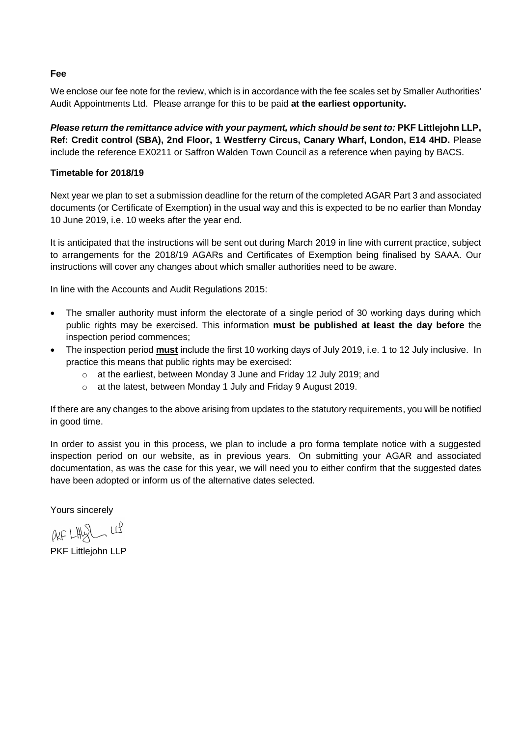**Fee**

We enclose our fee note for the review, which is in accordance with the fee scales set by Smaller Authorities' Audit Appointments Ltd. Please arrange for this to be paid **at the earliest opportunity.**

***Please return the remittance advice with your payment, which should be sent to:* PKF Littlejohn LLP, Ref: Credit control (SBA), 2nd Floor, 1 Westferry Circus, Canary Wharf, London, E14 4HD.** Please include the reference EX0211 or Saffron Walden Town Council as a reference when paying by BACS.

**Timetable for 2018/19**

Next year we plan to set a submission deadline for the return of the completed AGAR Part 3 and associated documents (or Certificate of Exemption) in the usual way and this is expected to be no earlier than Monday 10 June 2019, i.e. 10 weeks after the year end.

It is anticipated that the instructions will be sent out during March 2019 in line with current practice, subject to arrangements for the 2018/19 AGARs and Certificates of Exemption being finalised by SAAA. Our instructions will cover any changes about which smaller authorities need to be aware.

In line with the Accounts and Audit Regulations 2015:

- The smaller authority must inform the electorate of a single period of 30 working days during which public rights may be exercised. This information **must be published at least the day before** the inspection period commences;
- The inspection period **must** include the first 10 working days of July 2019, i.e. 1 to 12 July inclusive. In practice this means that public rights may be exercised:
  - at the earliest, between Monday 3 June and Friday 12 July 2019; and
  - at the latest, between Monday 1 July and Friday 9 August 2019.

If there are any changes to the above arising from updates to the statutory requirements, you will be notified in good time.

In order to assist you in this process, we plan to include a pro forma template notice with a suggested inspection period on our website, as in previous years. On submitting your AGAR and associated documentation, as was the case for this year, we will need you to either confirm that the suggested dates have been adopted or inform us of the alternative dates selected.

Yours sincerely

PKF Littlejohn LLP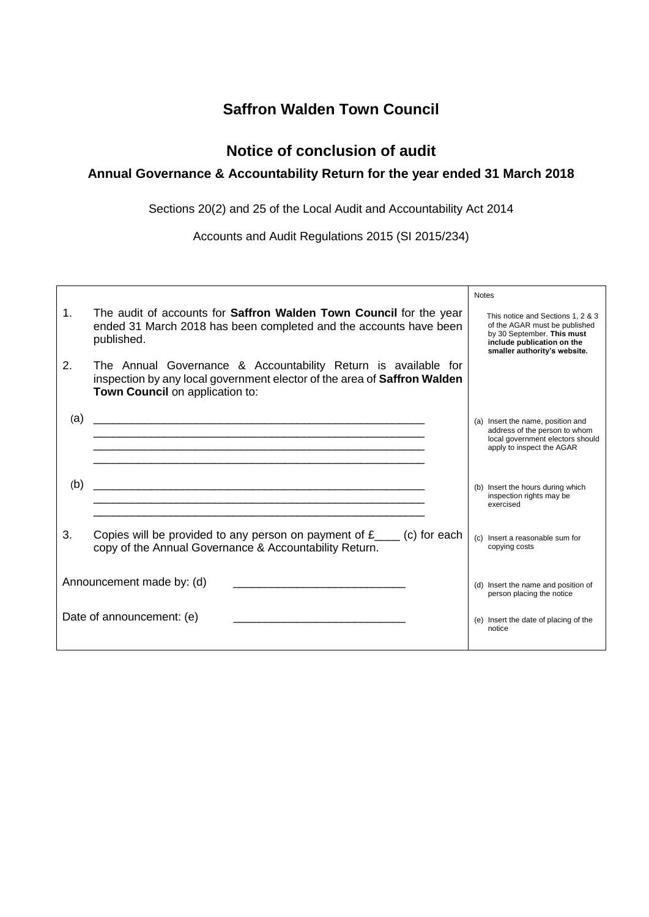# Saffron Walden Town Council

## Notice of conclusion of audit

### Annual Governance & Accountability Return for the year ended 31 March 2018

Sections 20(2) and 25 of the Local Audit and Accountability Act 2014

Accounts and Audit Regulations 2015 (SI 2015/234)

| | Notes |
|---|---|
| 1. The audit of accounts for **Saffron Walden Town Council** for the year ended 31 March 2018 has been completed and the accounts have been published. | This notice and Sections 1, 2 & 3 of the AGAR must be published by 30 September. **This must include publication on the smaller authority's website.** |
| 2. The Annual Governance & Accountability Return is available for inspection by any local government elector of the area of **Saffron Walden Town Council** on application to: | |
| (a) ______________________________________________________ ______________________________________________________ ______________________________________________________ ______________________________________________________ | (a) Insert the name, position and address of the person to whom local government electors should apply to inspect the AGAR |
| (b) ______________________________________________________ ______________________________________________________ ______________________________________________________ | (b) Insert the hours during which inspection rights may be exercised |
| 3. Copies will be provided to any person on payment of £____ (c) for each copy of the Annual Governance & Accountability Return. | (c) Insert a reasonable sum for copying costs |
| Announcement made by: (d) ___________________________ | (d) Insert the name and position of person placing the notice |
| Date of announcement: (e) ___________________________ | (e) Insert the date of placing of the notice |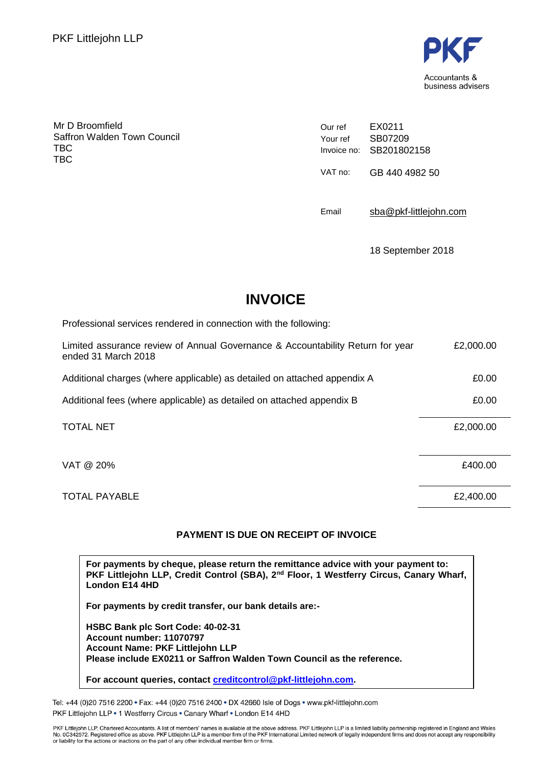PKF Littlejohn LLP

PKF
Accountants & business advisers

Mr D Broomfield
Saffron Walden Town Council
TBC
TBC

Our ref EX0211
Your ref SB07209
Invoice no: SB201802158

VAT no: GB 440 4982 50

Email sba@pkf-littlejohn.com

18 September 2018

# INVOICE

Professional services rendered in connection with the following:

| | |
|---|---|
| Limited assurance review of Annual Governance & Accountability Return for year ended 31 March 2018 | £2,000.00 |
| Additional charges (where applicable) as detailed on attached appendix A | £0.00 |
| Additional fees (where applicable) as detailed on attached appendix B | £0.00 |
| TOTAL NET | £2,000.00 |
| VAT @ 20% | £400.00 |
| TOTAL PAYABLE | £2,400.00 |

**PAYMENT IS DUE ON RECEIPT OF INVOICE**

**For payments by cheque, please return the remittance advice with your payment to: PKF Littlejohn LLP, Credit Control (SBA), 2nd Floor, 1 Westferry Circus, Canary Wharf, London E14 4HD**

**For payments by credit transfer, our bank details are:-**

**HSBC Bank plc Sort Code: 40-02-31**
**Account number: 11070797**
**Account Name: PKF Littlejohn LLP**
**Please include EX0211 or Saffron Walden Town Council as the reference.**

**For account queries, contact creditcontrol@pkf-littlejohn.com.**

Tel: +44 (0)20 7516 2200 • Fax: +44 (0)20 7516 2400 • DX 42660 Isle of Dogs • www.pkf-littlejohn.com
PKF Littlejohn LLP • 1 Westferry Circus • Canary Wharf • London E14 4HD

PKF Littlejohn LLP, Chartered Accountants. A list of members' names is available at the above address. PKF Littlejohn LLP is a limited liability partnership registered in England and Wales No. 0C342572. Registered office as above. PKF Littlejohn LLP is a member firm of the PKF International Limited network of legally independent firms and does not accept any responsibility or liability for the actions or inactions on the part of any other individual member firm or firms.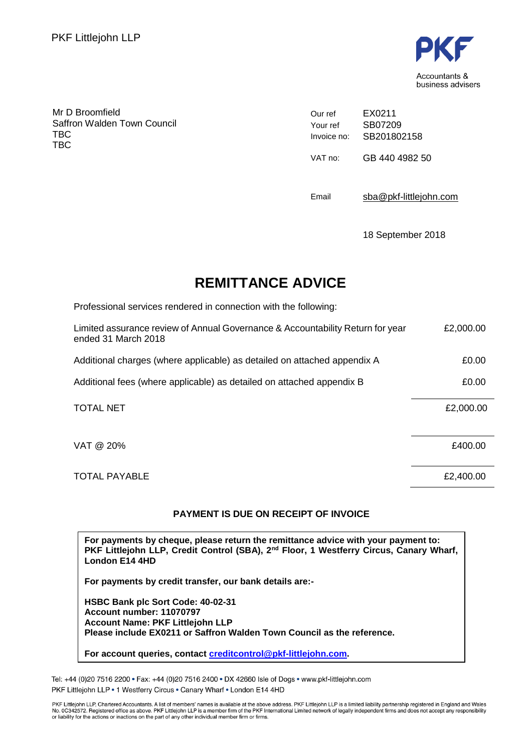PKF Littlejohn LLP

PKF
Accountants & business advisers

Mr D Broomfield
Saffron Walden Town Council
TBC
TBC

| | |
|---|---|
| Our ref | EX0211 |
| Your ref | SB07209 |
| Invoice no: | SB201802158 |
| VAT no: | GB 440 4982 50 |
| Email | sba@pkf-littlejohn.com |

18 September 2018

# REMITTANCE ADVICE

Professional services rendered in connection with the following:

| | |
|---|---|
| Limited assurance review of Annual Governance & Accountability Return for year ended 31 March 2018 | £2,000.00 |
| Additional charges (where applicable) as detailed on attached appendix A | £0.00 |
| Additional fees (where applicable) as detailed on attached appendix B | £0.00 |
| TOTAL NET | £2,000.00 |
| VAT @ 20% | £400.00 |
| TOTAL PAYABLE | £2,400.00 |

**PAYMENT IS DUE ON RECEIPT OF INVOICE**

**For payments by cheque, please return the remittance advice with your payment to: PKF Littlejohn LLP, Credit Control (SBA), 2nd Floor, 1 Westferry Circus, Canary Wharf, London E14 4HD**

**For payments by credit transfer, our bank details are:-**

**HSBC Bank plc Sort Code: 40-02-31**
**Account number: 11070797**
**Account Name: PKF Littlejohn LLP**
**Please include EX0211 or Saffron Walden Town Council as the reference.**

**For account queries, contact creditcontrol@pkf-littlejohn.com.**

Tel: +44 (0)20 7516 2200 • Fax: +44 (0)20 7516 2400 • DX 42660 Isle of Dogs • www.pkf-littlejohn.com
PKF Littlejohn LLP • 1 Westferry Circus • Canary Wharf • London E14 4HD

PKF Littlejohn LLP, Chartered Accountants. A list of members' names is available at the above address. PKF Littlejohn LLP is a limited liability partnership registered in England and Wales No. 0C342572. Registered office as above. PKF Littlejohn LLP is a member firm of the PKF International Limited network of legally independent firms and does not accept any responsibility or liability for the actions or inactions on the part of any other individual member firm or firms.